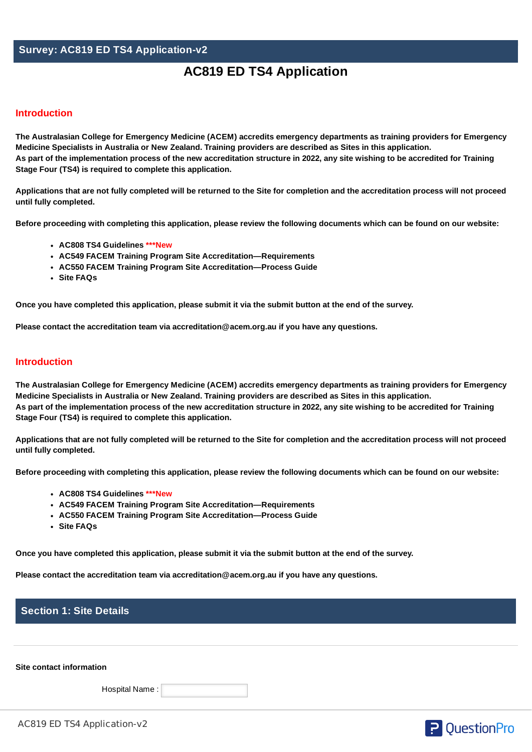## Survey: AC819 ED TS4 Application-v2

# AC819 ED TS4 Application

## Introduction

**The Australasian College for Emergency Medicine (ACEM) accredits emergency departments as training providers for Emergency Medicine Specialists in Australia or New Zealand. Training providers are described as Sites in this application.**
**As part of the implementation process of the new accreditation structure in 2022, any site wishing to be accredited for Training Stage Four (TS4) is required to complete this application.**

**Applications that are not fully completed will be returned to the Site for completion and the accreditation process will not proceed until fully completed.**

**Before proceeding with completing this application, please review the following documents which can be found on our website:**

- **AC808 TS4 Guidelines *****New**
- **AC549 FACEM Training Program Site Accreditation—Requirements**
- **AC550 FACEM Training Program Site Accreditation—Process Guide**
- **Site FAQs**

**Once you have completed this application, please submit it via the submit button at the end of the survey.**

**Please contact the accreditation team via accreditation@acem.org.au if you have any questions.**

## Introduction

**The Australasian College for Emergency Medicine (ACEM) accredits emergency departments as training providers for Emergency Medicine Specialists in Australia or New Zealand. Training providers are described as Sites in this application.**
**As part of the implementation process of the new accreditation structure in 2022, any site wishing to be accredited for Training Stage Four (TS4) is required to complete this application.**

**Applications that are not fully completed will be returned to the Site for completion and the accreditation process will not proceed until fully completed.**

**Before proceeding with completing this application, please review the following documents which can be found on our website:**

- **AC808 TS4 Guidelines *****New**
- **AC549 FACEM Training Program Site Accreditation—Requirements**
- **AC550 FACEM Training Program Site Accreditation—Process Guide**
- **Site FAQs**

**Once you have completed this application, please submit it via the submit button at the end of the survey.**

**Please contact the accreditation team via accreditation@acem.org.au if you have any questions.**

## Section 1: Site Details

**Site contact information**

Hospital Name : ____________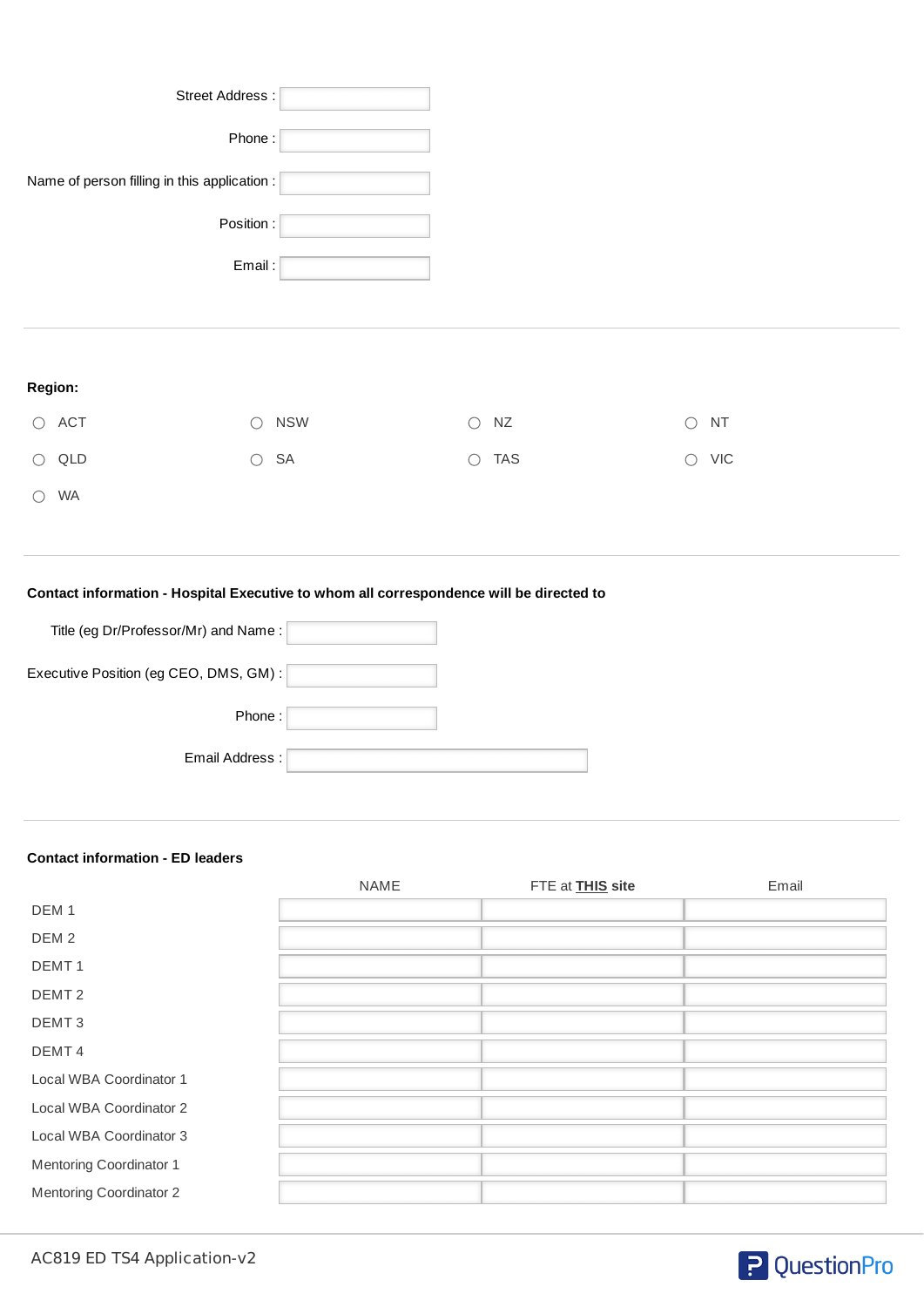Street Address :

Phone :

Name of person filling in this application :

Position :

Email :

---

**Region:**

- ◯ ACT
- ◯ NSW
- ◯ NZ
- ◯ NT
- ◯ QLD
- ◯ SA
- ◯ TAS
- ◯ VIC
- ◯ WA

---

**Contact information - Hospital Executive to whom all correspondence will be directed to**

Title (eg Dr/Professor/Mr) and Name :

Executive Position (eg CEO, DMS, GM) :

Phone :

Email Address :

---

**Contact information - ED leaders**

| | NAME | FTE at **THIS** site | Email |
|---|---|---|---|
| DEM 1 | | | |
| DEM 2 | | | |
| DEMT 1 | | | |
| DEMT 2 | | | |
| DEMT 3 | | | |
| DEMT 4 | | | |
| Local WBA Coordinator 1 | | | |
| Local WBA Coordinator 2 | | | |
| Local WBA Coordinator 3 | | | |
| Mentoring Coordinator 1 | | | |
| Mentoring Coordinator 2 | | | |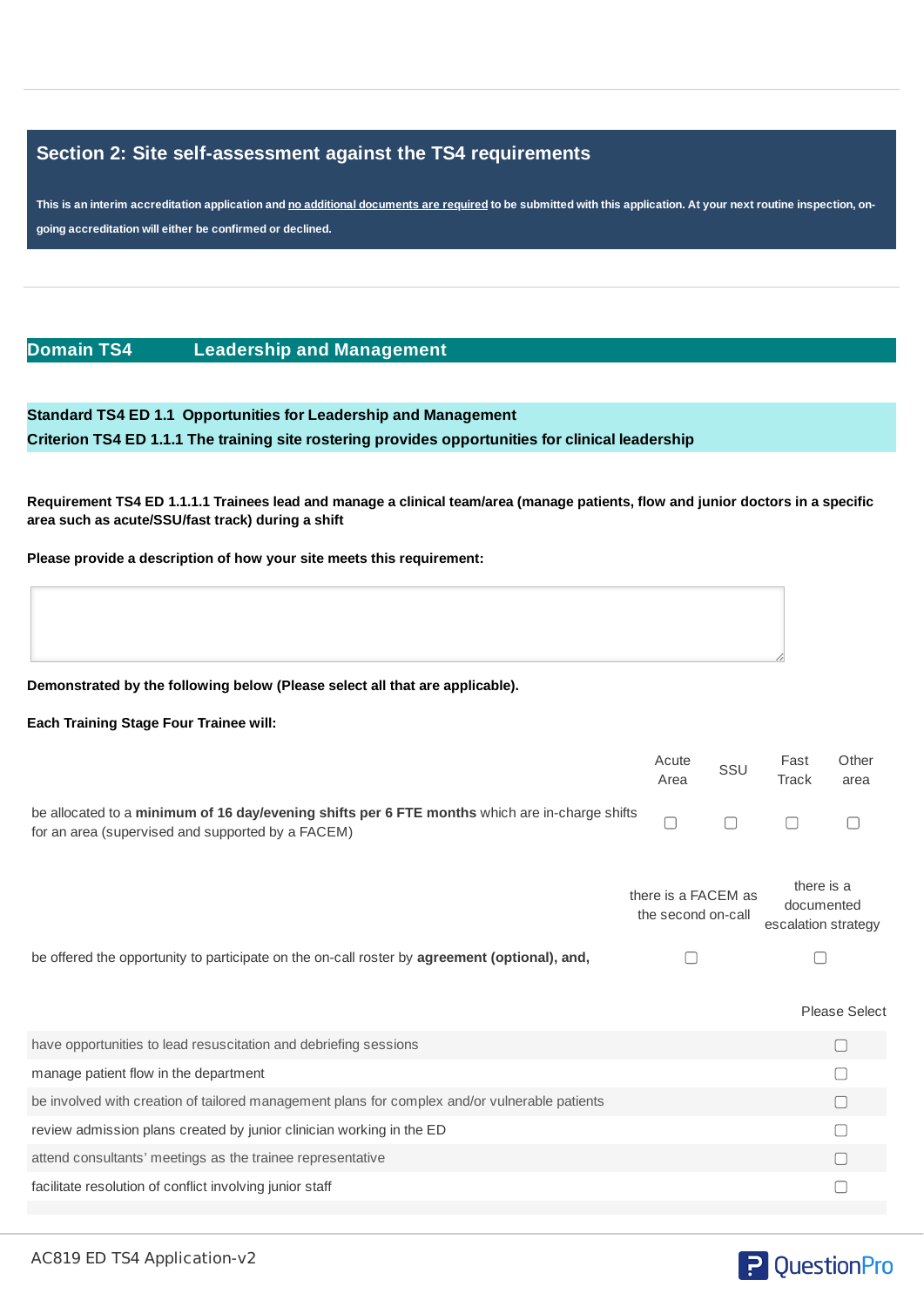## Section 2: Site self-assessment against the TS4 requirements

**This is an interim accreditation application and no additional documents are required to be submitted with this application. At your next routine inspection, on-going accreditation will either be confirmed or declined.**

## Domain TS4 Leadership and Management

**Standard TS4 ED 1.1 Opportunities for Leadership and Management**
**Criterion TS4 ED 1.1.1 The training site rostering provides opportunities for clinical leadership**

**Requirement TS4 ED 1.1.1.1 Trainees lead and manage a clinical team/area (manage patients, flow and junior doctors in a specific area such as acute/SSU/fast track) during a shift**

**Please provide a description of how your site meets this requirement:**

**Demonstrated by the following below (Please select all that are applicable).**

**Each Training Stage Four Trainee will:**

| | Acute Area | SSU | Fast Track | Other area |
|---|---|---|---|---|
| be allocated to a **minimum of 16 day/evening shifts per 6 FTE months** which are in-charge shifts for an area (supervised and supported by a FACEM) | ☐ | ☐ | ☐ | ☐ |

| | there is a FACEM as the second on-call | there is a documented escalation strategy |
|---|---|---|
| be offered the opportunity to participate on the on-call roster by **agreement (optional), and,** | ☐ | ☐ |

| | Please Select |
|---|---|
| have opportunities to lead resuscitation and debriefing sessions | ☐ |
| manage patient flow in the department | ☐ |
| be involved with creation of tailored management plans for complex and/or vulnerable patients | ☐ |
| review admission plans created by junior clinician working in the ED | ☐ |
| attend consultants' meetings as the trainee representative | ☐ |
| facilitate resolution of conflict involving junior staff | ☐ |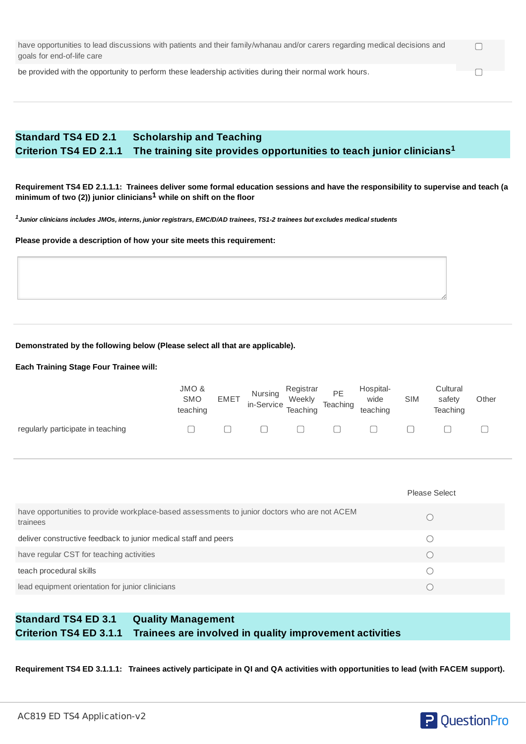| | |
|---|---|
| have opportunities to lead discussions with patients and their family/whanau and/or carers regarding medical decisions and goals for end-of-life care | ☐ |
| be provided with the opportunity to perform these leadership activities during their normal work hours. | ☐ |

## Standard TS4 ED 2.1 Scholarship and Teaching
## Criterion TS4 ED 2.1.1 The training site provides opportunities to teach junior clinicians[1]

**Requirement TS4 ED 2.1.1.1: Trainees deliver some formal education sessions and have the responsibility to supervise and teach (a minimum of two (2)) junior clinicians[1] while on shift on the floor**

***[1] Junior clinicians includes JMOs, interns, junior registrars, EMC/D/AD trainees, TS1-2 trainees but excludes medical students***

**Please provide a description of how your site meets this requirement:**

**Demonstrated by the following below (Please select all that are applicable).**

**Each Training Stage Four Trainee will:**

| | JMO & SMO teaching | EMET | Nursing in-Service | Registrar Weekly Teaching | PE Teaching | Hospital-wide teaching | SIM | Cultural safety Teaching | Other |
|---|---|---|---|---|---|---|---|---|---|
| regularly participate in teaching | ☐ | ☐ | ☐ | ☐ | ☐ | ☐ | ☐ | ☐ | ☐ |

| | Please Select |
|---|---|
| have opportunities to provide workplace-based assessments to junior doctors who are not ACEM trainees | ○ |
| deliver constructive feedback to junior medical staff and peers | ○ |
| have regular CST for teaching activities | ○ |
| teach procedural skills | ○ |
| lead equipment orientation for junior clinicians | ○ |

## Standard TS4 ED 3.1 Quality Management
## Criterion TS4 ED 3.1.1 Trainees are involved in quality improvement activities

**Requirement TS4 ED 3.1.1.1: Trainees actively participate in QI and QA activities with opportunities to lead (with FACEM support).**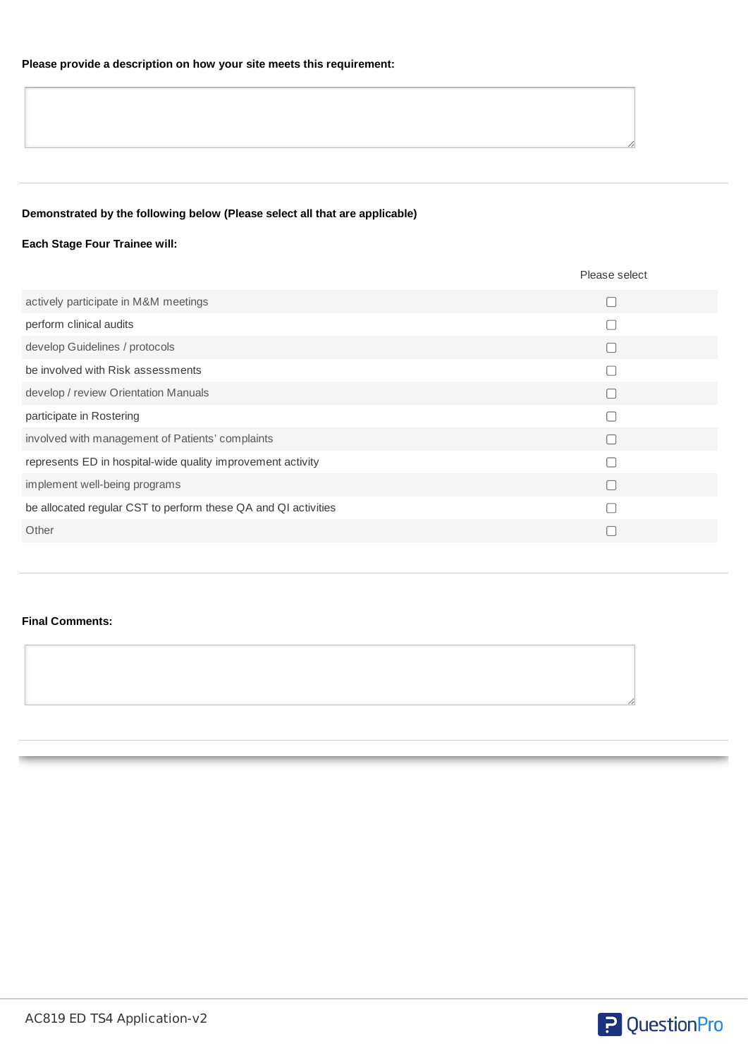**Please provide a description on how your site meets this requirement:**

---

**Demonstrated by the following below (Please select all that are applicable)**

**Each Stage Four Trainee will:**

| | Please select |
|---|---|
| actively participate in M&M meetings | ☐ |
| perform clinical audits | ☐ |
| develop Guidelines / protocols | ☐ |
| be involved with Risk assessments | ☐ |
| develop / review Orientation Manuals | ☐ |
| participate in Rostering | ☐ |
| involved with management of Patients' complaints | ☐ |
| represents ED in hospital-wide quality improvement activity | ☐ |
| implement well-being programs | ☐ |
| be allocated regular CST to perform these QA and QI activities | ☐ |
| Other | ☐ |

---

**Final Comments:**